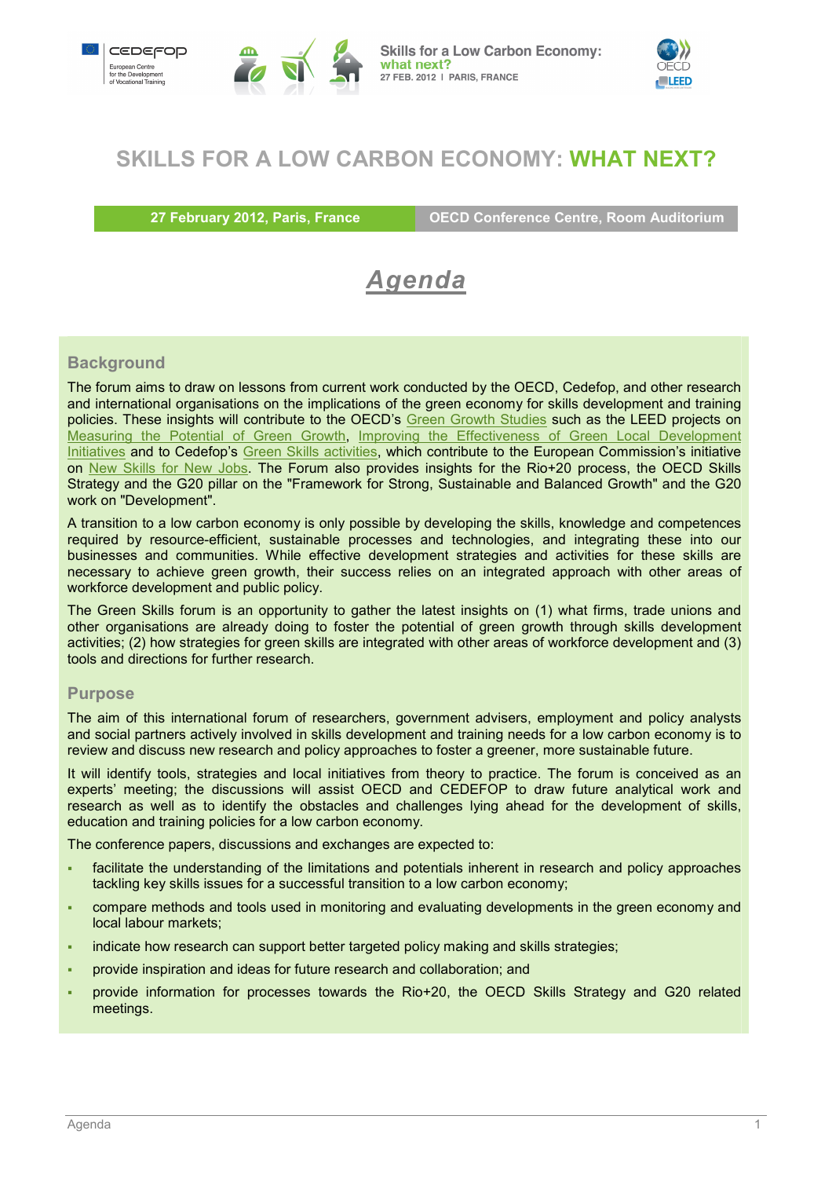# SKILLS FOR A LOW CARBON ECONOMY: WHAT NEXT?

**27 February 2012, Paris, France** | **OECD Conference Centre, Room Auditorium**

## *Agenda*

### Background

The forum aims to draw on lessons from current work conducted by the OECD, Cedefop, and other research and international organisations on the implications of the green economy for skills development and training policies. These insights will contribute to the OECD's Green Growth Studies such as the LEED projects on Measuring the Potential of Green Growth, Improving the Effectiveness of Green Local Development Initiatives and to Cedefop's Green Skills activities, which contribute to the European Commission's initiative on New Skills for New Jobs. The Forum also provides insights for the Rio+20 process, the OECD Skills Strategy and the G20 pillar on the "Framework for Strong, Sustainable and Balanced Growth" and the G20 work on "Development".

A transition to a low carbon economy is only possible by developing the skills, knowledge and competences required by resource-efficient, sustainable processes and technologies, and integrating these into our businesses and communities. While effective development strategies and activities for these skills are necessary to achieve green growth, their success relies on an integrated approach with other areas of workforce development and public policy.

The Green Skills forum is an opportunity to gather the latest insights on (1) what firms, trade unions and other organisations are already doing to foster the potential of green growth through skills development activities; (2) how strategies for green skills are integrated with other areas of workforce development and (3) tools and directions for further research.

### Purpose

The aim of this international forum of researchers, government advisers, employment and policy analysts and social partners actively involved in skills development and training needs for a low carbon economy is to review and discuss new research and policy approaches to foster a greener, more sustainable future.

It will identify tools, strategies and local initiatives from theory to practice. The forum is conceived as an experts' meeting; the discussions will assist OECD and CEDEFOP to draw future analytical work and research as well as to identify the obstacles and challenges lying ahead for the development of skills, education and training policies for a low carbon economy.

The conference papers, discussions and exchanges are expected to:

- facilitate the understanding of the limitations and potentials inherent in research and policy approaches tackling key skills issues for a successful transition to a low carbon economy;
- compare methods and tools used in monitoring and evaluating developments in the green economy and local labour markets;
- indicate how research can support better targeted policy making and skills strategies;
- provide inspiration and ideas for future research and collaboration; and
- provide information for processes towards the Rio+20, the OECD Skills Strategy and G20 related meetings.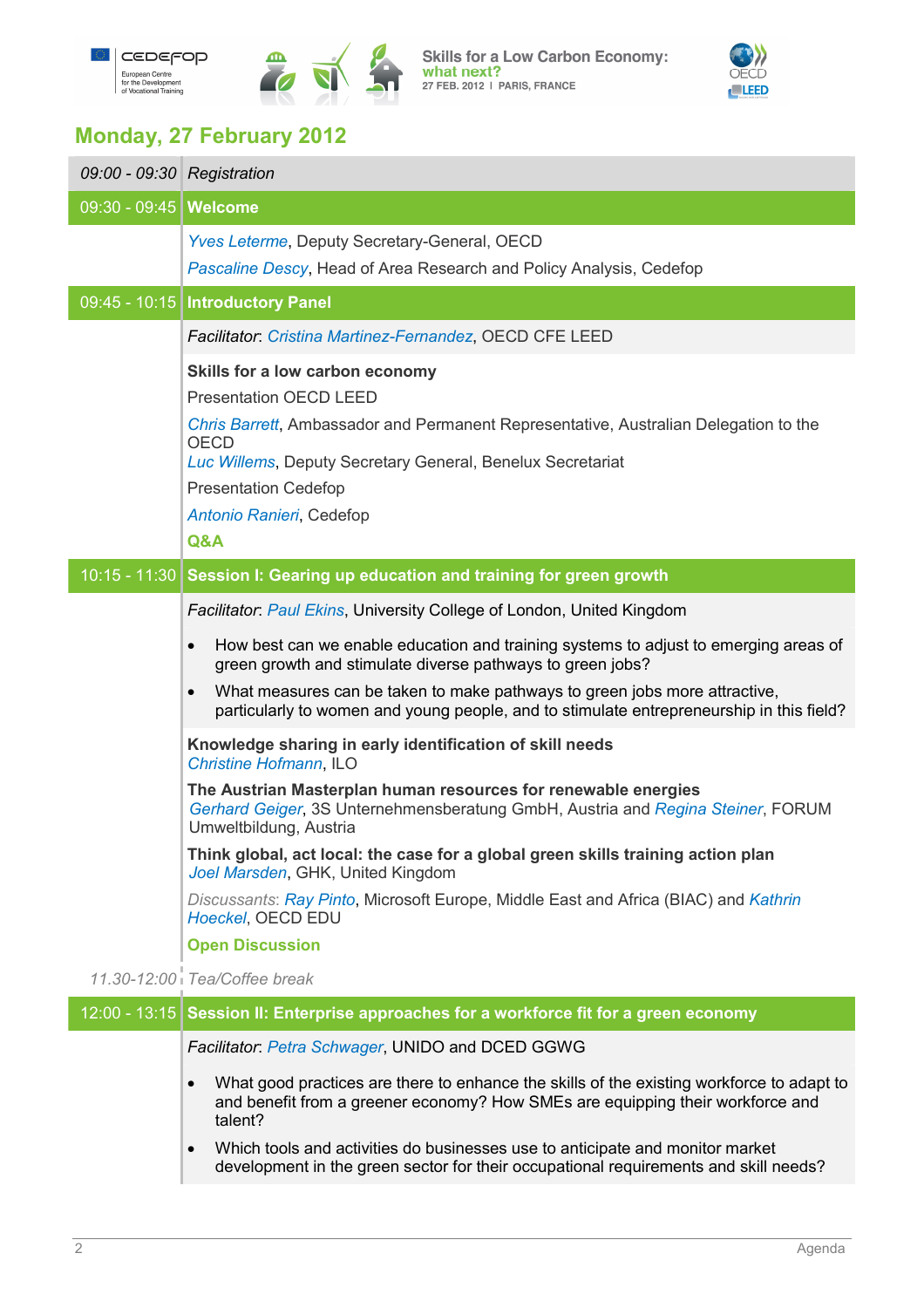## Monday, 27 February 2012

*09:00 - 09:30* *Registration*

**09:30 - 09:45 Welcome**

*Yves Leterme*, Deputy Secretary-General, OECD

*Pascaline Descy*, Head of Area Research and Policy Analysis, Cedefop

**09:45 - 10:15 Introductory Panel**

*Facilitator*: *Cristina Martinez-Fernandez*, OECD CFE LEED

**Skills for a low carbon economy**

Presentation OECD LEED

*Chris Barrett*, Ambassador and Permanent Representative, Australian Delegation to the OECD

*Luc Willems*, Deputy Secretary General, Benelux Secretariat

Presentation Cedefop

*Antonio Ranieri*, Cedefop

**Q&A**

**10:15 - 11:30 Session I: Gearing up education and training for green growth**

*Facilitator*: *Paul Ekins*, University College of London, United Kingdom

- How best can we enable education and training systems to adjust to emerging areas of green growth and stimulate diverse pathways to green jobs?
- What measures can be taken to make pathways to green jobs more attractive, particularly to women and young people, and to stimulate entrepreneurship in this field?

**Knowledge sharing in early identification of skill needs**
*Christine Hofmann*, ILO

**The Austrian Masterplan human resources for renewable energies**
*Gerhard Geiger*, 3S Unternehmensberatung GmbH, Austria and *Regina Steiner*, FORUM Umweltbildung, Austria

**Think global, act local: the case for a global green skills training action plan**
*Joel Marsden*, GHK, United Kingdom

*Discussants*: *Ray Pinto*, Microsoft Europe, Middle East and Africa (BIAC) and *Kathrin Hoeckel*, OECD EDU

**Open Discussion**

*11.30-12:00* *Tea/Coffee break*

**12:00 - 13:15 Session II: Enterprise approaches for a workforce fit for a green economy**

*Facilitator*: *Petra Schwager*, UNIDO and DCED GGWG

- What good practices are there to enhance the skills of the existing workforce to adapt to and benefit from a greener economy? How SMEs are equipping their workforce and talent?
- Which tools and activities do businesses use to anticipate and monitor market development in the green sector for their occupational requirements and skill needs?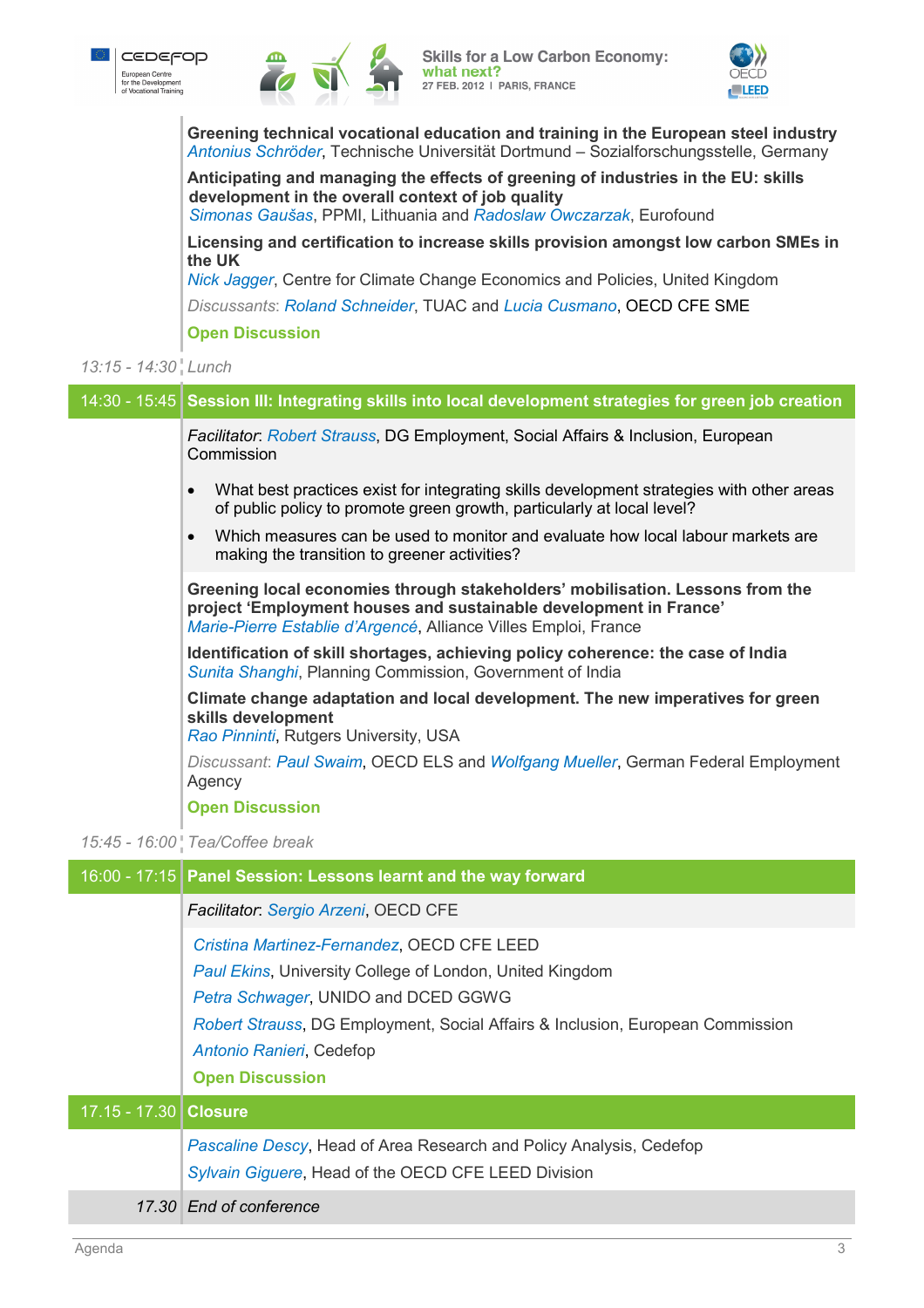**Greening technical vocational education and training in the European steel industry**
*Antonius Schröder*, Technische Universität Dortmund – Sozialforschungsstelle, Germany

**Anticipating and managing the effects of greening of industries in the EU: skills development in the overall context of job quality**
*Simonas Gaušas*, PPMI, Lithuania and *Radoslaw Owczarzak*, Eurofound

**Licensing and certification to increase skills provision amongst low carbon SMEs in the UK**
*Nick Jagger*, Centre for Climate Change Economics and Policies, United Kingdom

*Discussants*: *Roland Schneider*, TUAC and *Lucia Cusmano*, OECD CFE SME

**Open Discussion**

*13:15 - 14:30* *Lunch*

## 14:30 - 15:45 Session III: Integrating skills into local development strategies for green job creation

*Facilitator*: *Robert Strauss*, DG Employment, Social Affairs & Inclusion, European Commission

- What best practices exist for integrating skills development strategies with other areas of public policy to promote green growth, particularly at local level?
- Which measures can be used to monitor and evaluate how local labour markets are making the transition to greener activities?

**Greening local economies through stakeholders' mobilisation. Lessons from the project 'Employment houses and sustainable development in France'**
*Marie-Pierre Establie d'Argencé*, Alliance Villes Emploi, France

**Identification of skill shortages, achieving policy coherence: the case of India**
*Sunita Shanghi*, Planning Commission, Government of India

**Climate change adaptation and local development. The new imperatives for green skills development**
*Rao Pinninti*, Rutgers University, USA

*Discussant*: *Paul Swaim*, OECD ELS and *Wolfgang Mueller*, German Federal Employment Agency

**Open Discussion**

*15:45 - 16:00* *Tea/Coffee break*

## 16:00 - 17:15 Panel Session: Lessons learnt and the way forward

*Facilitator*: *Sergio Arzeni*, OECD CFE

*Cristina Martinez-Fernandez*, OECD CFE LEED

*Paul Ekins*, University College of London, United Kingdom

*Petra Schwager*, UNIDO and DCED GGWG

*Robert Strauss*, DG Employment, Social Affairs & Inclusion, European Commission

*Antonio Ranieri*, Cedefop

**Open Discussion**

## 17.15 - 17.30 Closure

*Pascaline Descy*, Head of Area Research and Policy Analysis, Cedefop

*Sylvain Giguere*, Head of the OECD CFE LEED Division

*17.30* *End of conference*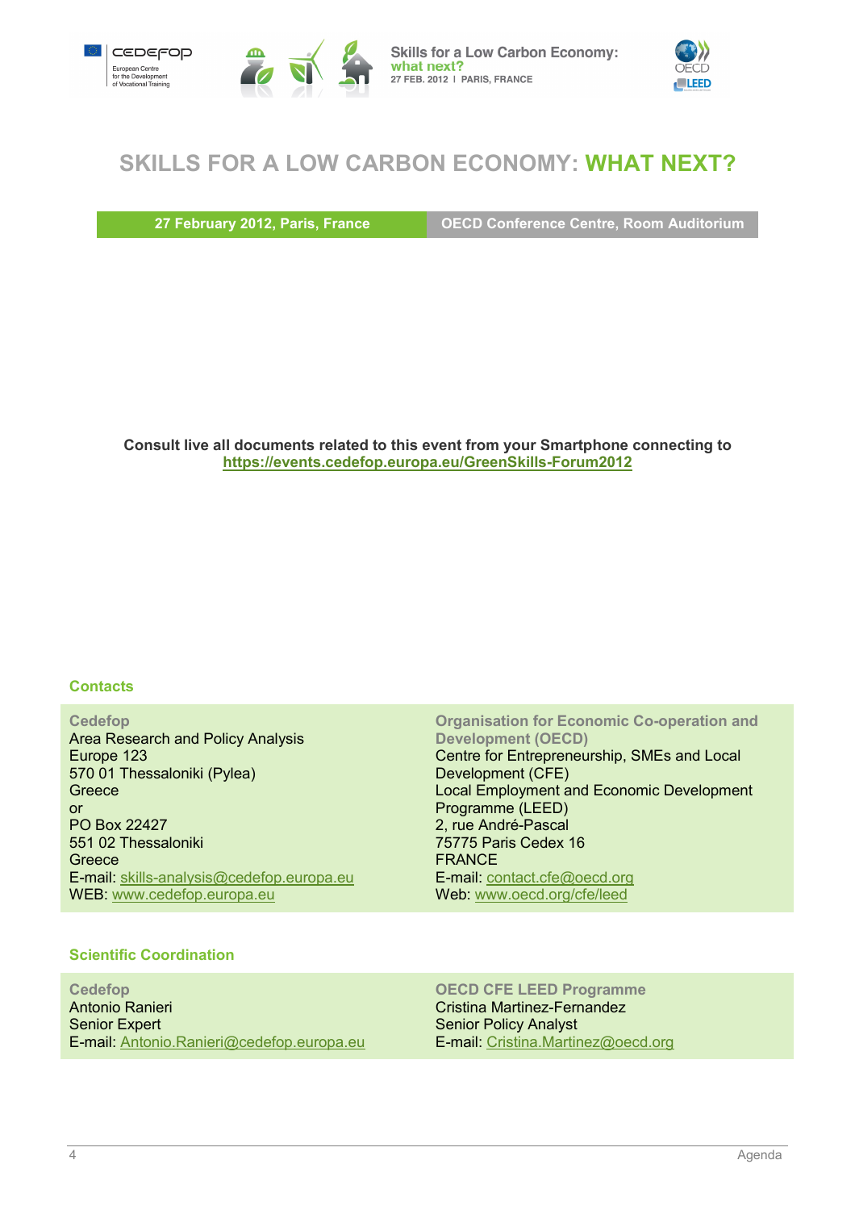# SKILLS FOR A LOW CARBON ECONOMY: WHAT NEXT?

| 27 February 2012, Paris, France | OECD Conference Centre, Room Auditorium |
|---|---|

**Consult live all documents related to this event from your Smartphone connecting to https://events.cedefop.europa.eu/GreenSkills-Forum2012**

## Contacts

**Cedefop**
Area Research and Policy Analysis
Europe 123
570 01 Thessaloniki (Pylea)
Greece
or
PO Box 22427
551 02 Thessaloniki
Greece
E-mail: skills-analysis@cedefop.europa.eu
WEB: www.cedefop.europa.eu

**Organisation for Economic Co-operation and Development (OECD)**
Centre for Entrepreneurship, SMEs and Local Development (CFE)
Local Employment and Economic Development Programme (LEED)
2, rue André-Pascal
75775 Paris Cedex 16
FRANCE
E-mail: contact.cfe@oecd.org
Web: www.oecd.org/cfe/leed

## Scientific Coordination

**Cedefop**
Antonio Ranieri
Senior Expert
E-mail: Antonio.Ranieri@cedefop.europa.eu

**OECD CFE LEED Programme**
Cristina Martinez-Fernandez
Senior Policy Analyst
E-mail: Cristina.Martinez@oecd.org